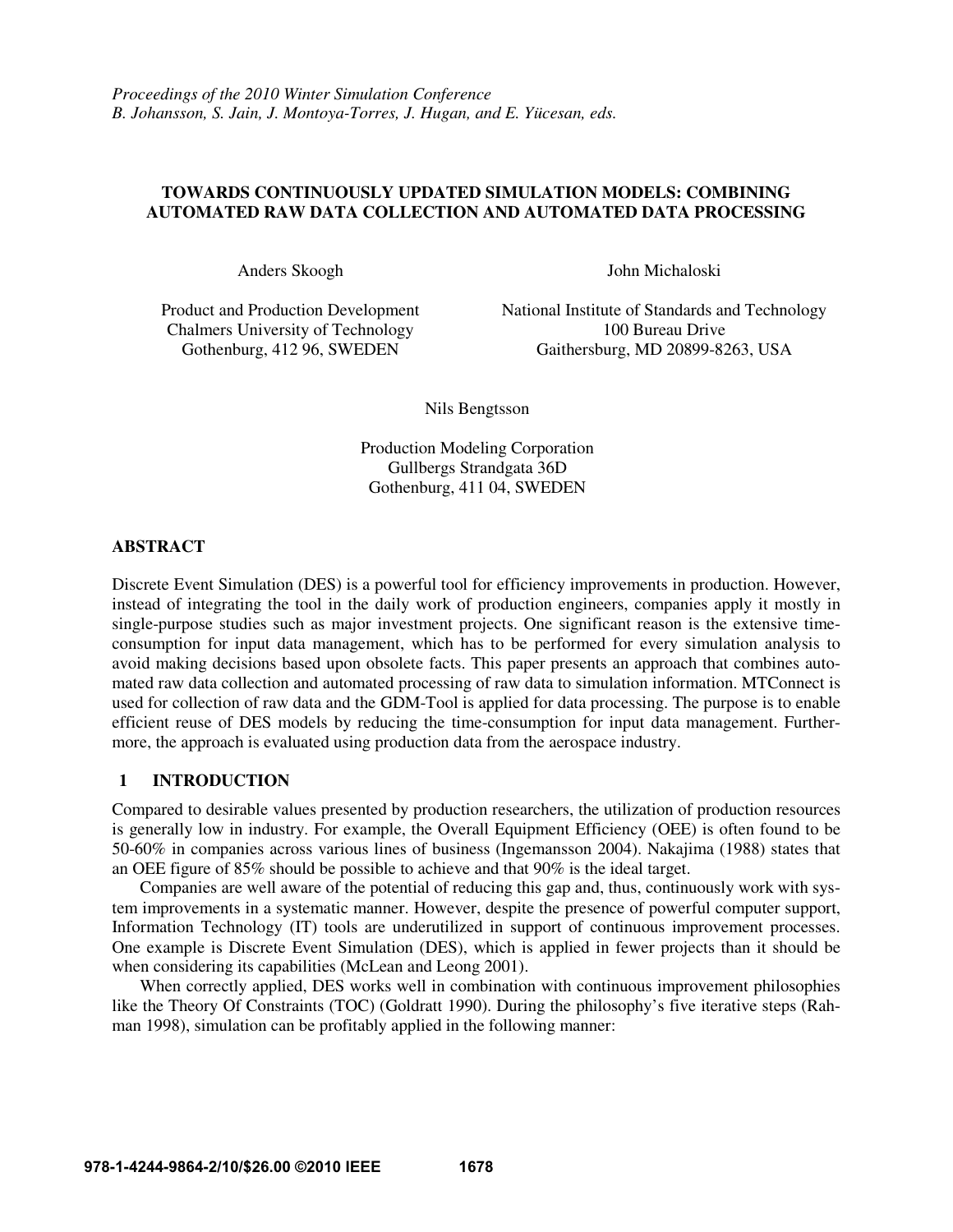*Proceedings of the 2010 Winter Simulation Conference*
*B. Johansson, S. Jain, J. Montoya-Torres, J. Hugan, and E. Yücesan, eds.*

# TOWARDS CONTINUOUSLY UPDATED SIMULATION MODELS: COMBINING AUTOMATED RAW DATA COLLECTION AND AUTOMATED DATA PROCESSING

Anders Skoogh

Product and Production Development
Chalmers University of Technology
Gothenburg, 412 96, SWEDEN

John Michaloski

National Institute of Standards and Technology
100 Bureau Drive
Gaithersburg, MD 20899-8263, USA

Nils Bengtsson

Production Modeling Corporation
Gullbergs Strandgata 36D
Gothenburg, 411 04, SWEDEN

## ABSTRACT

Discrete Event Simulation (DES) is a powerful tool for efficiency improvements in production. However, instead of integrating the tool in the daily work of production engineers, companies apply it mostly in single-purpose studies such as major investment projects. One significant reason is the extensive time-consumption for input data management, which has to be performed for every simulation analysis to avoid making decisions based upon obsolete facts. This paper presents an approach that combines automated raw data collection and automated processing of raw data to simulation information. MTConnect is used for collection of raw data and the GDM-Tool is applied for data processing. The purpose is to enable efficient reuse of DES models by reducing the time-consumption for input data management. Furthermore, the approach is evaluated using production data from the aerospace industry.

## 1 INTRODUCTION

Compared to desirable values presented by production researchers, the utilization of production resources is generally low in industry. For example, the Overall Equipment Efficiency (OEE) is often found to be 50-60% in companies across various lines of business (Ingemansson 2004). Nakajima (1988) states that an OEE figure of 85% should be possible to achieve and that 90% is the ideal target.

Companies are well aware of the potential of reducing this gap and, thus, continuously work with system improvements in a systematic manner. However, despite the presence of powerful computer support, Information Technology (IT) tools are underutilized in support of continuous improvement processes. One example is Discrete Event Simulation (DES), which is applied in fewer projects than it should be when considering its capabilities (McLean and Leong 2001).

When correctly applied, DES works well in combination with continuous improvement philosophies like the Theory Of Constraints (TOC) (Goldratt 1990). During the philosophy's five iterative steps (Rahman 1998), simulation can be profitably applied in the following manner: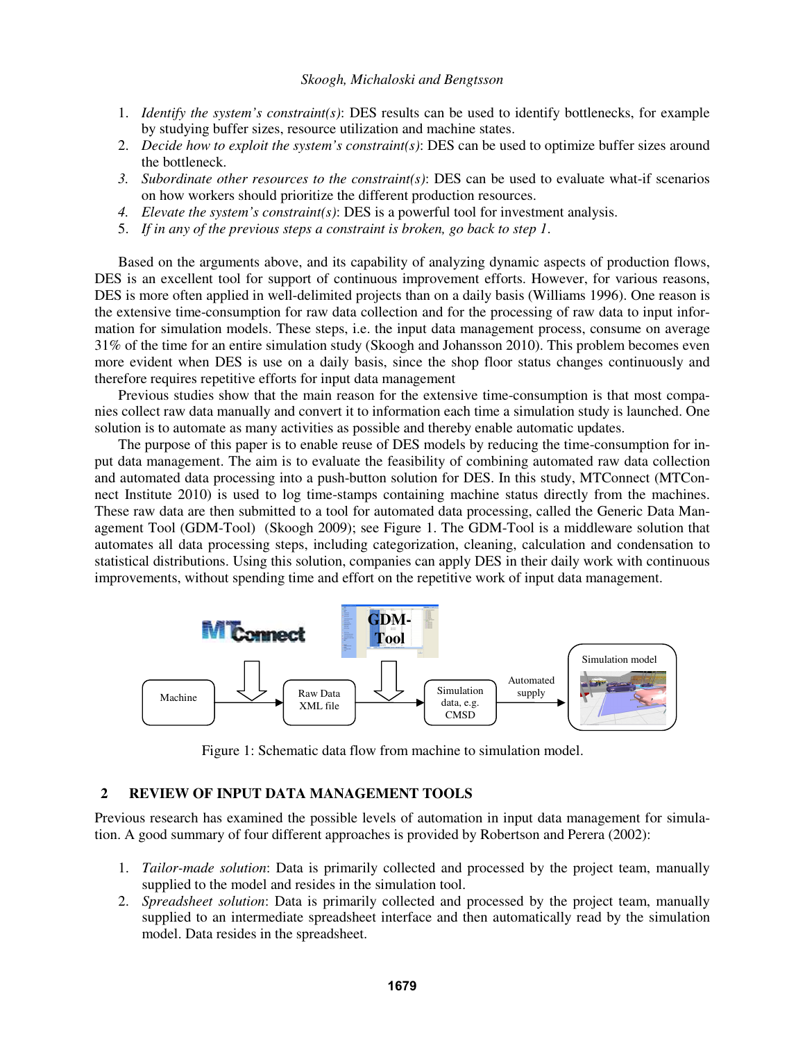1. *Identify the system's constraint(s)*: DES results can be used to identify bottlenecks, for example by studying buffer sizes, resource utilization and machine states.
2. *Decide how to exploit the system's constraint(s)*: DES can be used to optimize buffer sizes around the bottleneck.
3. *Subordinate other resources to the constraint(s)*: DES can be used to evaluate what-if scenarios on how workers should prioritize the different production resources.
4. *Elevate the system's constraint(s)*: DES is a powerful tool for investment analysis.
5. *If in any of the previous steps a constraint is broken, go back to step 1.*

Based on the arguments above, and its capability of analyzing dynamic aspects of production flows, DES is an excellent tool for support of continuous improvement efforts. However, for various reasons, DES is more often applied in well-delimited projects than on a daily basis (Williams 1996). One reason is the extensive time-consumption for raw data collection and for the processing of raw data to input information for simulation models. These steps, i.e. the input data management process, consume on average 31% of the time for an entire simulation study (Skoogh and Johansson 2010). This problem becomes even more evident when DES is use on a daily basis, since the shop floor status changes continuously and therefore requires repetitive efforts for input data management

Previous studies show that the main reason for the extensive time-consumption is that most companies collect raw data manually and convert it to information each time a simulation study is launched. One solution is to automate as many activities as possible and thereby enable automatic updates.

The purpose of this paper is to enable reuse of DES models by reducing the time-consumption for input data management. The aim is to evaluate the feasibility of combining automated raw data collection and automated data processing into a push-button solution for DES. In this study, MTConnect (MTConnect Institute 2010) is used to log time-stamps containing machine status directly from the machines. These raw data are then submitted to a tool for automated data processing, called the Generic Data Management Tool (GDM-Tool) (Skoogh 2009); see Figure 1. The GDM-Tool is a middleware solution that automates all data processing steps, including categorization, cleaning, calculation and condensation to statistical distributions. Using this solution, companies can apply DES in their daily work with continuous improvements, without spending time and effort on the repetitive work of input data management.

Figure 1: Schematic data flow from machine to simulation model.

## 2 REVIEW OF INPUT DATA MANAGEMENT TOOLS

Previous research has examined the possible levels of automation in input data management for simulation. A good summary of four different approaches is provided by Robertson and Perera (2002):

1. *Tailor-made solution*: Data is primarily collected and processed by the project team, manually supplied to the model and resides in the simulation tool.
2. *Spreadsheet solution*: Data is primarily collected and processed by the project team, manually supplied to an intermediate spreadsheet interface and then automatically read by the simulation model. Data resides in the spreadsheet.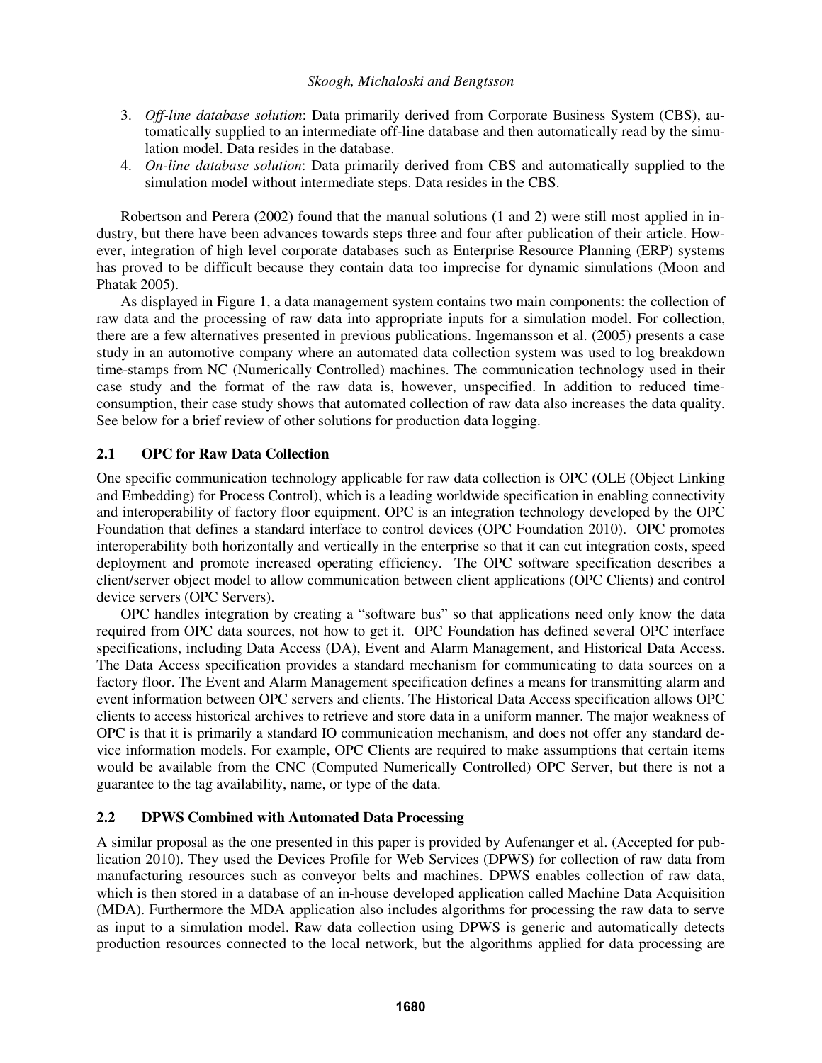3. *Off-line database solution*: Data primarily derived from Corporate Business System (CBS), automatically supplied to an intermediate off-line database and then automatically read by the simulation model. Data resides in the database.
4. *On-line database solution*: Data primarily derived from CBS and automatically supplied to the simulation model without intermediate steps. Data resides in the CBS.

Robertson and Perera (2002) found that the manual solutions (1 and 2) were still most applied in industry, but there have been advances towards steps three and four after publication of their article. However, integration of high level corporate databases such as Enterprise Resource Planning (ERP) systems has proved to be difficult because they contain data too imprecise for dynamic simulations (Moon and Phatak 2005).

As displayed in Figure 1, a data management system contains two main components: the collection of raw data and the processing of raw data into appropriate inputs for a simulation model. For collection, there are a few alternatives presented in previous publications. Ingemansson et al. (2005) presents a case study in an automotive company where an automated data collection system was used to log breakdown time-stamps from NC (Numerically Controlled) machines. The communication technology used in their case study and the format of the raw data is, however, unspecified. In addition to reduced time-consumption, their case study shows that automated collection of raw data also increases the data quality. See below for a brief review of other solutions for production data logging.

## 2.1 OPC for Raw Data Collection

One specific communication technology applicable for raw data collection is OPC (OLE (Object Linking and Embedding) for Process Control), which is a leading worldwide specification in enabling connectivity and interoperability of factory floor equipment. OPC is an integration technology developed by the OPC Foundation that defines a standard interface to control devices (OPC Foundation 2010). OPC promotes interoperability both horizontally and vertically in the enterprise so that it can cut integration costs, speed deployment and promote increased operating efficiency. The OPC software specification describes a client/server object model to allow communication between client applications (OPC Clients) and control device servers (OPC Servers).

OPC handles integration by creating a "software bus" so that applications need only know the data required from OPC data sources, not how to get it. OPC Foundation has defined several OPC interface specifications, including Data Access (DA), Event and Alarm Management, and Historical Data Access. The Data Access specification provides a standard mechanism for communicating to data sources on a factory floor. The Event and Alarm Management specification defines a means for transmitting alarm and event information between OPC servers and clients. The Historical Data Access specification allows OPC clients to access historical archives to retrieve and store data in a uniform manner. The major weakness of OPC is that it is primarily a standard IO communication mechanism, and does not offer any standard device information models. For example, OPC Clients are required to make assumptions that certain items would be available from the CNC (Computed Numerically Controlled) OPC Server, but there is not a guarantee to the tag availability, name, or type of the data.

## 2.2 DPWS Combined with Automated Data Processing

A similar proposal as the one presented in this paper is provided by Aufenanger et al. (Accepted for publication 2010). They used the Devices Profile for Web Services (DPWS) for collection of raw data from manufacturing resources such as conveyor belts and machines. DPWS enables collection of raw data, which is then stored in a database of an in-house developed application called Machine Data Acquisition (MDA). Furthermore the MDA application also includes algorithms for processing the raw data to serve as input to a simulation model. Raw data collection using DPWS is generic and automatically detects production resources connected to the local network, but the algorithms applied for data processing are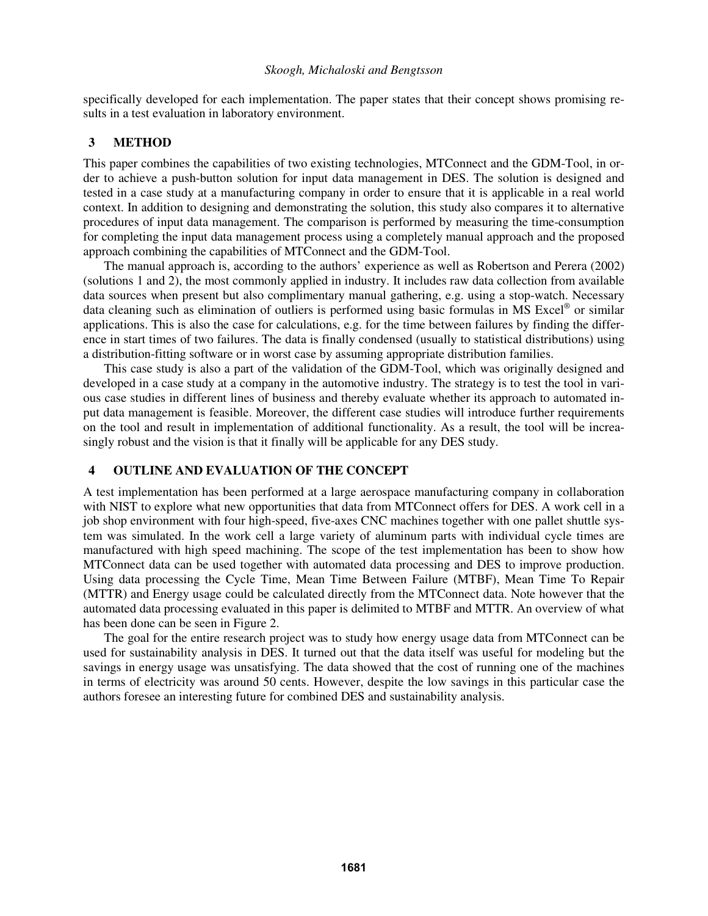specifically developed for each implementation. The paper states that their concept shows promising results in a test evaluation in laboratory environment.

## 3 METHOD

This paper combines the capabilities of two existing technologies, MTConnect and the GDM-Tool, in order to achieve a push-button solution for input data management in DES. The solution is designed and tested in a case study at a manufacturing company in order to ensure that it is applicable in a real world context. In addition to designing and demonstrating the solution, this study also compares it to alternative procedures of input data management. The comparison is performed by measuring the time-consumption for completing the input data management process using a completely manual approach and the proposed approach combining the capabilities of MTConnect and the GDM-Tool.

The manual approach is, according to the authors' experience as well as Robertson and Perera (2002) (solutions 1 and 2), the most commonly applied in industry. It includes raw data collection from available data sources when present but also complimentary manual gathering, e.g. using a stop-watch. Necessary data cleaning such as elimination of outliers is performed using basic formulas in MS Excel® or similar applications. This is also the case for calculations, e.g. for the time between failures by finding the difference in start times of two failures. The data is finally condensed (usually to statistical distributions) using a distribution-fitting software or in worst case by assuming appropriate distribution families.

This case study is also a part of the validation of the GDM-Tool, which was originally designed and developed in a case study at a company in the automotive industry. The strategy is to test the tool in various case studies in different lines of business and thereby evaluate whether its approach to automated input data management is feasible. Moreover, the different case studies will introduce further requirements on the tool and result in implementation of additional functionality. As a result, the tool will be increasingly robust and the vision is that it finally will be applicable for any DES study.

## 4 OUTLINE AND EVALUATION OF THE CONCEPT

A test implementation has been performed at a large aerospace manufacturing company in collaboration with NIST to explore what new opportunities that data from MTConnect offers for DES. A work cell in a job shop environment with four high-speed, five-axes CNC machines together with one pallet shuttle system was simulated. In the work cell a large variety of aluminum parts with individual cycle times are manufactured with high speed machining. The scope of the test implementation has been to show how MTConnect data can be used together with automated data processing and DES to improve production. Using data processing the Cycle Time, Mean Time Between Failure (MTBF), Mean Time To Repair (MTTR) and Energy usage could be calculated directly from the MTConnect data. Note however that the automated data processing evaluated in this paper is delimited to MTBF and MTTR. An overview of what has been done can be seen in Figure 2.

The goal for the entire research project was to study how energy usage data from MTConnect can be used for sustainability analysis in DES. It turned out that the data itself was useful for modeling but the savings in energy usage was unsatisfying. The data showed that the cost of running one of the machines in terms of electricity was around 50 cents. However, despite the low savings in this particular case the authors foresee an interesting future for combined DES and sustainability analysis.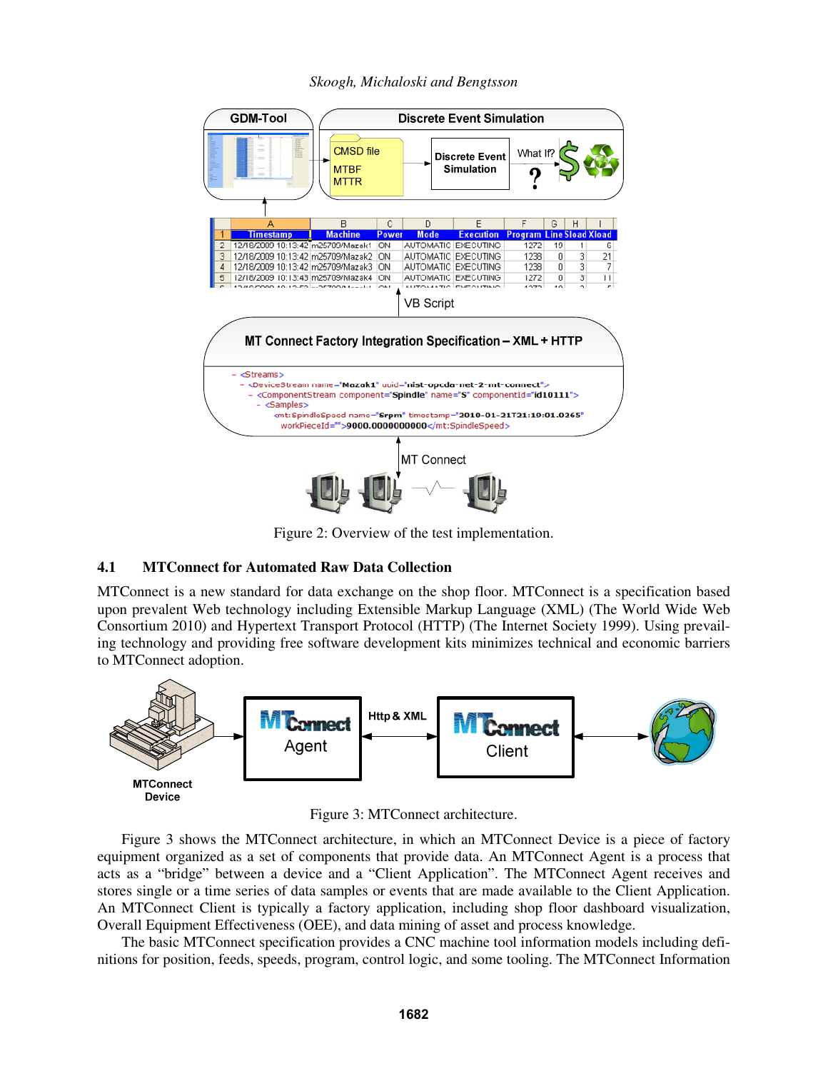Figure 2: Overview of the test implementation.

### 4.1 MTConnect for Automated Raw Data Collection

MTConnect is a new standard for data exchange on the shop floor. MTConnect is a specification based upon prevalent Web technology including Extensible Markup Language (XML) (The World Wide Web Consortium 2010) and Hypertext Transport Protocol (HTTP) (The Internet Society 1999). Using prevailing technology and providing free software development kits minimizes technical and economic barriers to MTConnect adoption.

Figure 3: MTConnect architecture.

Figure 3 shows the MTConnect architecture, in which an MTConnect Device is a piece of factory equipment organized as a set of components that provide data. An MTConnect Agent is a process that acts as a "bridge" between a device and a "Client Application". The MTConnect Agent receives and stores single or a time series of data samples or events that are made available to the Client Application. An MTConnect Client is typically a factory application, including shop floor dashboard visualization, Overall Equipment Effectiveness (OEE), and data mining of asset and process knowledge.

The basic MTConnect specification provides a CNC machine tool information models including definitions for position, feeds, speeds, program, control logic, and some tooling. The MTConnect Information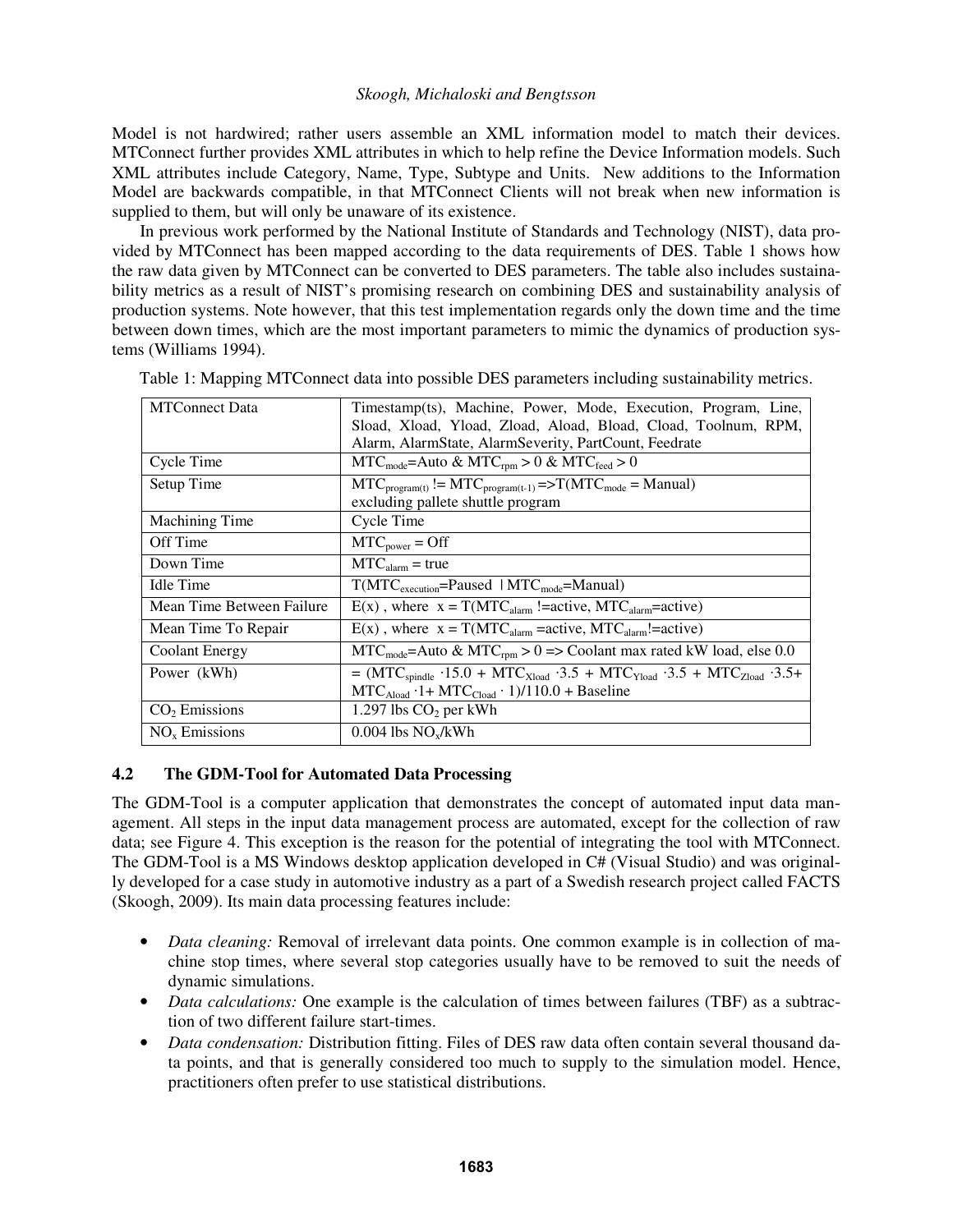Model is not hardwired; rather users assemble an XML information model to match their devices. MTConnect further provides XML attributes in which to help refine the Device Information models. Such XML attributes include Category, Name, Type, Subtype and Units. New additions to the Information Model are backwards compatible, in that MTConnect Clients will not break when new information is supplied to them, but will only be unaware of its existence.

In previous work performed by the National Institute of Standards and Technology (NIST), data provided by MTConnect has been mapped according to the data requirements of DES. Table 1 shows how the raw data given by MTConnect can be converted to DES parameters. The table also includes sustainability metrics as a result of NIST's promising research on combining DES and sustainability analysis of production systems. Note however, that this test implementation regards only the down time and the time between down times, which are the most important parameters to mimic the dynamics of production systems (Williams 1994).

Table 1: Mapping MTConnect data into possible DES parameters including sustainability metrics.

| MTConnect Data | Timestamp(ts), Machine, Power, Mode, Execution, Program, Line, Sload, Xload, Yload, Zload, Aload, Bload, Cload, Toolnum, RPM, Alarm, AlarmState, AlarmSeverity, PartCount, Feedrate |
|---|---|
| Cycle Time | $MTC_{mode}$=Auto & $MTC_{rpm} > 0$ & $MTC_{feed} > 0$ |
| Setup Time | $MTC_{program(t)}$ != $MTC_{program(t-1)}$ =>T($MTC_{mode}$ = Manual) excluding pallete shuttle program |
| Machining Time | Cycle Time |
| Off Time | $MTC_{power}$ = Off |
| Down Time | $MTC_{alarm}$ = true |
| Idle Time | T($MTC_{execution}$=Paused \| $MTC_{mode}$=Manual) |
| Mean Time Between Failure | E(x) , where x = T($MTC_{alarm}$ !=active, $MTC_{alarm}$=active) |
| Mean Time To Repair | E(x) , where x = T($MTC_{alarm}$ =active, $MTC_{alarm}$!=active) |
| Coolant Energy | $MTC_{mode}$=Auto & $MTC_{rpm} > 0$ => Coolant max rated kW load, else 0.0 |
| Power (kWh) | = ($MTC_{spindle} \cdot 15.0 + MTC_{Xload} \cdot 3.5 + MTC_{Yload} \cdot 3.5 + MTC_{Zload} \cdot 3.5 + MTC_{Aload} \cdot 1 + MTC_{Cload} \cdot 1$)/110.0 + Baseline |
| $CO_2$ Emissions | 1.297 lbs $CO_2$ per kWh |
| $NO_x$ Emissions | 0.004 lbs $NO_x$/kWh |

### 4.2 The GDM-Tool for Automated Data Processing

The GDM-Tool is a computer application that demonstrates the concept of automated input data management. All steps in the input data management process are automated, except for the collection of raw data; see Figure 4. This exception is the reason for the potential of integrating the tool with MTConnect. The GDM-Tool is a MS Windows desktop application developed in C# (Visual Studio) and was originally developed for a case study in automotive industry as a part of a Swedish research project called FACTS (Skoogh, 2009). Its main data processing features include:

- *Data cleaning:* Removal of irrelevant data points. One common example is in collection of machine stop times, where several stop categories usually have to be removed to suit the needs of dynamic simulations.
- *Data calculations:* One example is the calculation of times between failures (TBF) as a subtraction of two different failure start-times.
- *Data condensation:* Distribution fitting. Files of DES raw data often contain several thousand data points, and that is generally considered too much to supply to the simulation model. Hence, practitioners often prefer to use statistical distributions.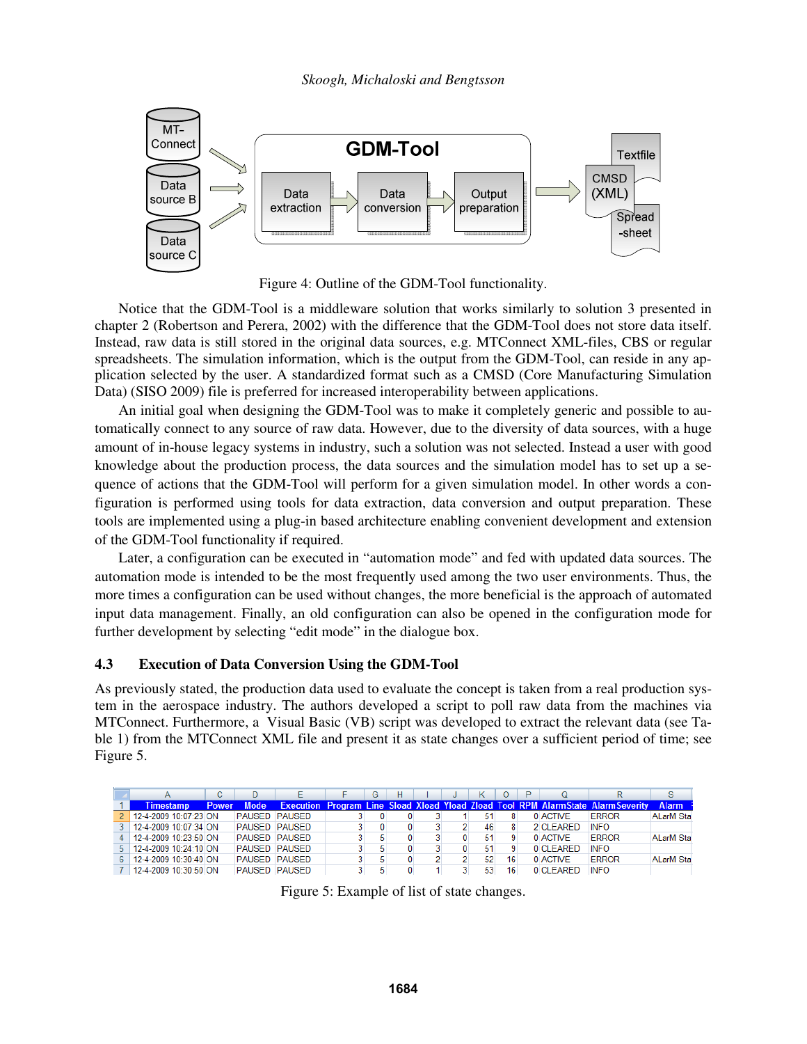Figure 4: Outline of the GDM-Tool functionality.

Notice that the GDM-Tool is a middleware solution that works similarly to solution 3 presented in chapter 2 (Robertson and Perera, 2002) with the difference that the GDM-Tool does not store data itself. Instead, raw data is still stored in the original data sources, e.g. MTConnect XML-files, CBS or regular spreadsheets. The simulation information, which is the output from the GDM-Tool, can reside in any application selected by the user. A standardized format such as a CMSD (Core Manufacturing Simulation Data) (SISO 2009) file is preferred for increased interoperability between applications.

An initial goal when designing the GDM-Tool was to make it completely generic and possible to automatically connect to any source of raw data. However, due to the diversity of data sources, with a huge amount of in-house legacy systems in industry, such a solution was not selected. Instead a user with good knowledge about the production process, the data sources and the simulation model has to set up a sequence of actions that the GDM-Tool will perform for a given simulation model. In other words a configuration is performed using tools for data extraction, data conversion and output preparation. These tools are implemented using a plug-in based architecture enabling convenient development and extension of the GDM-Tool functionality if required.

Later, a configuration can be executed in "automation mode" and fed with updated data sources. The automation mode is intended to be the most frequently used among the two user environments. Thus, the more times a configuration can be used without changes, the more beneficial is the approach of automated input data management. Finally, an old configuration can also be opened in the configuration mode for further development by selecting "edit mode" in the dialogue box.

### 4.3 Execution of Data Conversion Using the GDM-Tool

As previously stated, the production data used to evaluate the concept is taken from a real production system in the aerospace industry. The authors developed a script to poll raw data from the machines via MTConnect. Furthermore, a Visual Basic (VB) script was developed to extract the relevant data (see Table 1) from the MTConnect XML file and present it as state changes over a sufficient period of time; see Figure 5.

| | A | C | D | E | F | G | H | I | J | K | O | P | Q | R | S |
|---|---|---|---|---|---|---|---|---|---|---|---|---|---|---|---|
| 1 | Timestamp | Power | Mode | Execution | Program | Line | Sload | Xload | Yload | Zload | Tool | RPM | AlarmState | AlarmSeverity | Alarm |
| 2 | 12-4-2009 10:07:23 | ON | PAUSED | PAUSED | 3 | 0 | 0 | 3 | 1 | 51 | 8 | 0 | ACTIVE | ERROR | ALarM Sta |
| 3 | 12-4-2009 10:07:34 | ON | PAUSED | PAUSED | 3 | 0 | 0 | 3 | 2 | 46 | 8 | 2 | CLEARED | INFO | |
| 4 | 12-4-2009 10:23:50 | ON | PAUSED | PAUSED | 3 | 5 | 0 | 3 | 0 | 51 | 9 | 0 | ACTIVE | ERROR | ALarM Sta |
| 5 | 12-4-2009 10:24:10 | ON | PAUSED | PAUSED | 3 | 5 | 0 | 3 | 0 | 51 | 9 | 0 | CLEARED | INFO | |
| 6 | 12-4-2009 10:30:40 | ON | PAUSED | PAUSED | 3 | 5 | 0 | 2 | 2 | 52 | 16 | 0 | ACTIVE | ERROR | ALarM Sta |
| 7 | 12-4-2009 10:30:50 | ON | PAUSED | PAUSED | 3 | 5 | 0 | 1 | 3 | 53 | 16 | 0 | CLEARED | INFO | |

Figure 5: Example of list of state changes.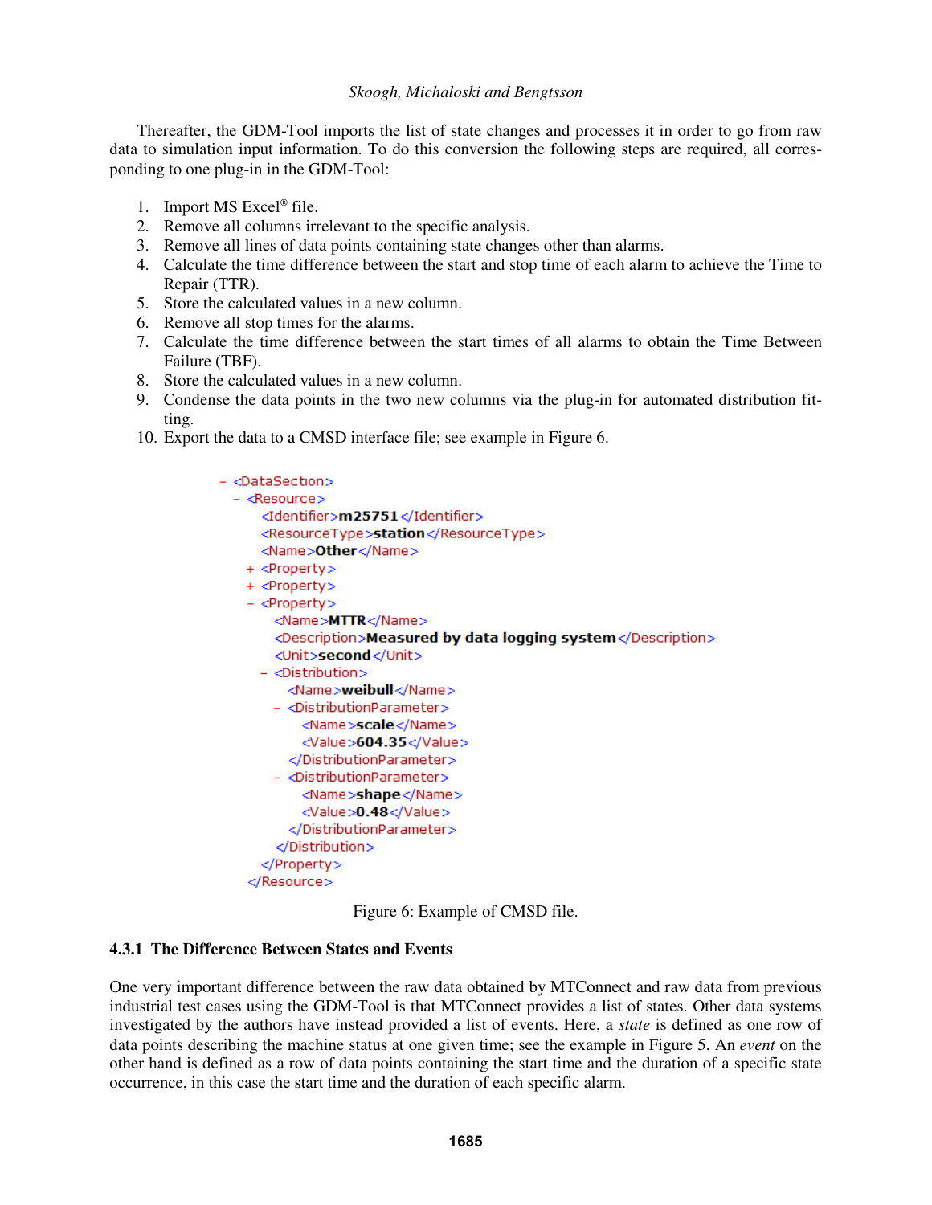Thereafter, the GDM-Tool imports the list of state changes and processes it in order to go from raw data to simulation input information. To do this conversion the following steps are required, all corresponding to one plug-in in the GDM-Tool:

1. Import MS Excel® file.
2. Remove all columns irrelevant to the specific analysis.
3. Remove all lines of data points containing state changes other than alarms.
4. Calculate the time difference between the start and stop time of each alarm to achieve the Time to Repair (TTR).
5. Store the calculated values in a new column.
6. Remove all stop times for the alarms.
7. Calculate the time difference between the start times of all alarms to obtain the Time Between Failure (TBF).
8. Store the calculated values in a new column.
9. Condense the data points in the two new columns via the plug-in for automated distribution fitting.
10. Export the data to a CMSD interface file; see example in Figure 6.

```
- <DataSection>
  - <Resource>
      <Identifier>m25751</Identifier>
      <ResourceType>station</ResourceType>
      <Name>Other</Name>
    + <Property>
    + <Property>
    - <Property>
        <Name>MTTR</Name>
        <Description>Measured by data logging system</Description>
        <Unit>second</Unit>
      - <Distribution>
          <Name>weibull</Name>
        - <DistributionParameter>
            <Name>scale</Name>
            <Value>604.35</Value>
          </DistributionParameter>
        - <DistributionParameter>
            <Name>shape</Name>
            <Value>0.48</Value>
          </DistributionParameter>
        </Distribution>
      </Property>
    </Resource>
```

Figure 6: Example of CMSD file.

### 4.3.1 The Difference Between States and Events

One very important difference between the raw data obtained by MTConnect and raw data from previous industrial test cases using the GDM-Tool is that MTConnect provides a list of states. Other data systems investigated by the authors have instead provided a list of events. Here, a *state* is defined as one row of data points describing the machine status at one given time; see the example in Figure 5. An *event* on the other hand is defined as a row of data points containing the start time and the duration of a specific state occurrence, in this case the start time and the duration of each specific alarm.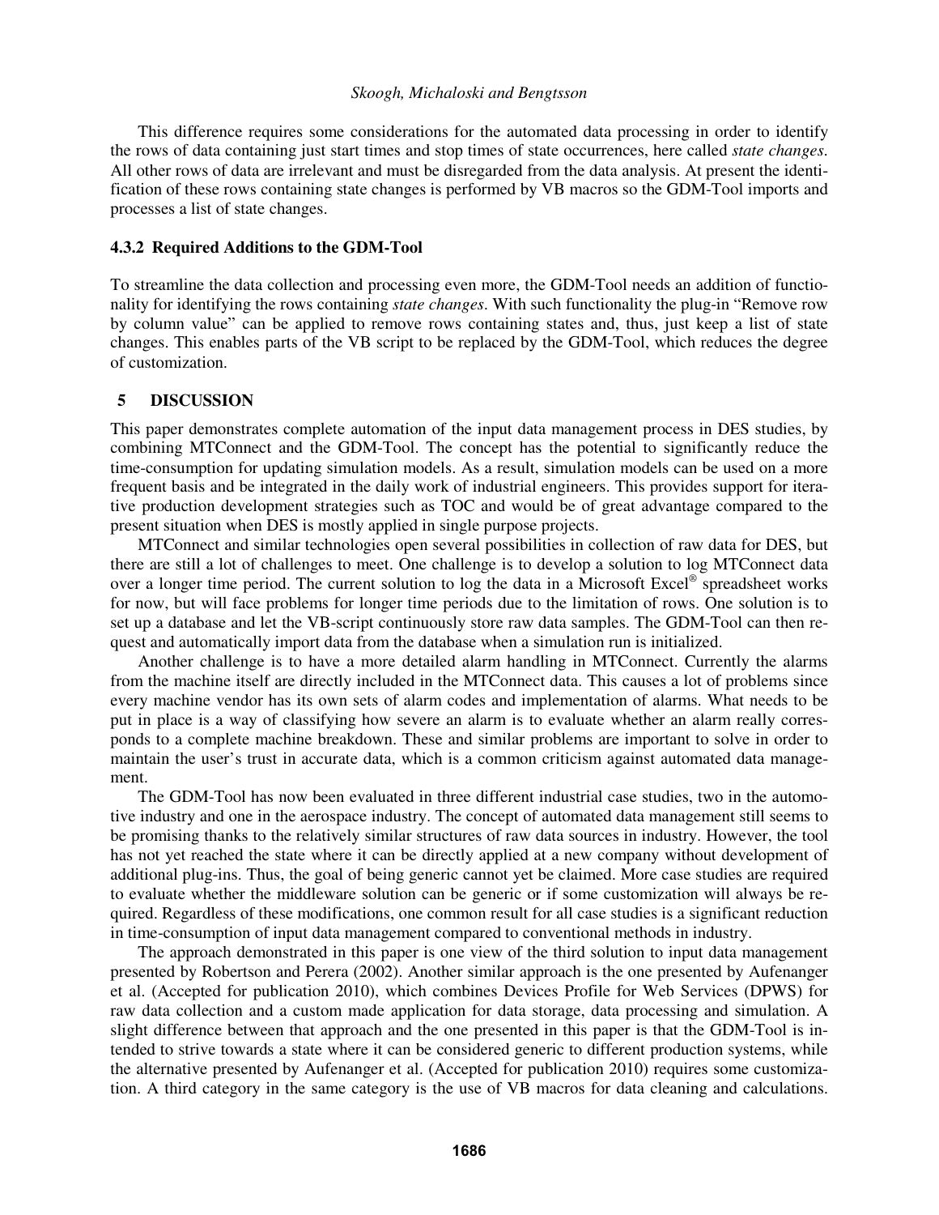This difference requires some considerations for the automated data processing in order to identify the rows of data containing just start times and stop times of state occurrences, here called *state changes*. All other rows of data are irrelevant and must be disregarded from the data analysis. At present the identification of these rows containing state changes is performed by VB macros so the GDM-Tool imports and processes a list of state changes.

### 4.3.2 Required Additions to the GDM-Tool

To streamline the data collection and processing even more, the GDM-Tool needs an addition of functionality for identifying the rows containing *state changes*. With such functionality the plug-in "Remove row by column value" can be applied to remove rows containing states and, thus, just keep a list of state changes. This enables parts of the VB script to be replaced by the GDM-Tool, which reduces the degree of customization.

## 5 DISCUSSION

This paper demonstrates complete automation of the input data management process in DES studies, by combining MTConnect and the GDM-Tool. The concept has the potential to significantly reduce the time-consumption for updating simulation models. As a result, simulation models can be used on a more frequent basis and be integrated in the daily work of industrial engineers. This provides support for iterative production development strategies such as TOC and would be of great advantage compared to the present situation when DES is mostly applied in single purpose projects.

MTConnect and similar technologies open several possibilities in collection of raw data for DES, but there are still a lot of challenges to meet. One challenge is to develop a solution to log MTConnect data over a longer time period. The current solution to log the data in a Microsoft Excel® spreadsheet works for now, but will face problems for longer time periods due to the limitation of rows. One solution is to set up a database and let the VB-script continuously store raw data samples. The GDM-Tool can then request and automatically import data from the database when a simulation run is initialized.

Another challenge is to have a more detailed alarm handling in MTConnect. Currently the alarms from the machine itself are directly included in the MTConnect data. This causes a lot of problems since every machine vendor has its own sets of alarm codes and implementation of alarms. What needs to be put in place is a way of classifying how severe an alarm is to evaluate whether an alarm really corresponds to a complete machine breakdown. These and similar problems are important to solve in order to maintain the user's trust in accurate data, which is a common criticism against automated data management.

The GDM-Tool has now been evaluated in three different industrial case studies, two in the automotive industry and one in the aerospace industry. The concept of automated data management still seems to be promising thanks to the relatively similar structures of raw data sources in industry. However, the tool has not yet reached the state where it can be directly applied at a new company without development of additional plug-ins. Thus, the goal of being generic cannot yet be claimed. More case studies are required to evaluate whether the middleware solution can be generic or if some customization will always be required. Regardless of these modifications, one common result for all case studies is a significant reduction in time-consumption of input data management compared to conventional methods in industry.

The approach demonstrated in this paper is one view of the third solution to input data management presented by Robertson and Perera (2002). Another similar approach is the one presented by Aufenanger et al. (Accepted for publication 2010), which combines Devices Profile for Web Services (DPWS) for raw data collection and a custom made application for data storage, data processing and simulation. A slight difference between that approach and the one presented in this paper is that the GDM-Tool is intended to strive towards a state where it can be considered generic to different production systems, while the alternative presented by Aufenanger et al. (Accepted for publication 2010) requires some customization. A third category in the same category is the use of VB macros for data cleaning and calculations.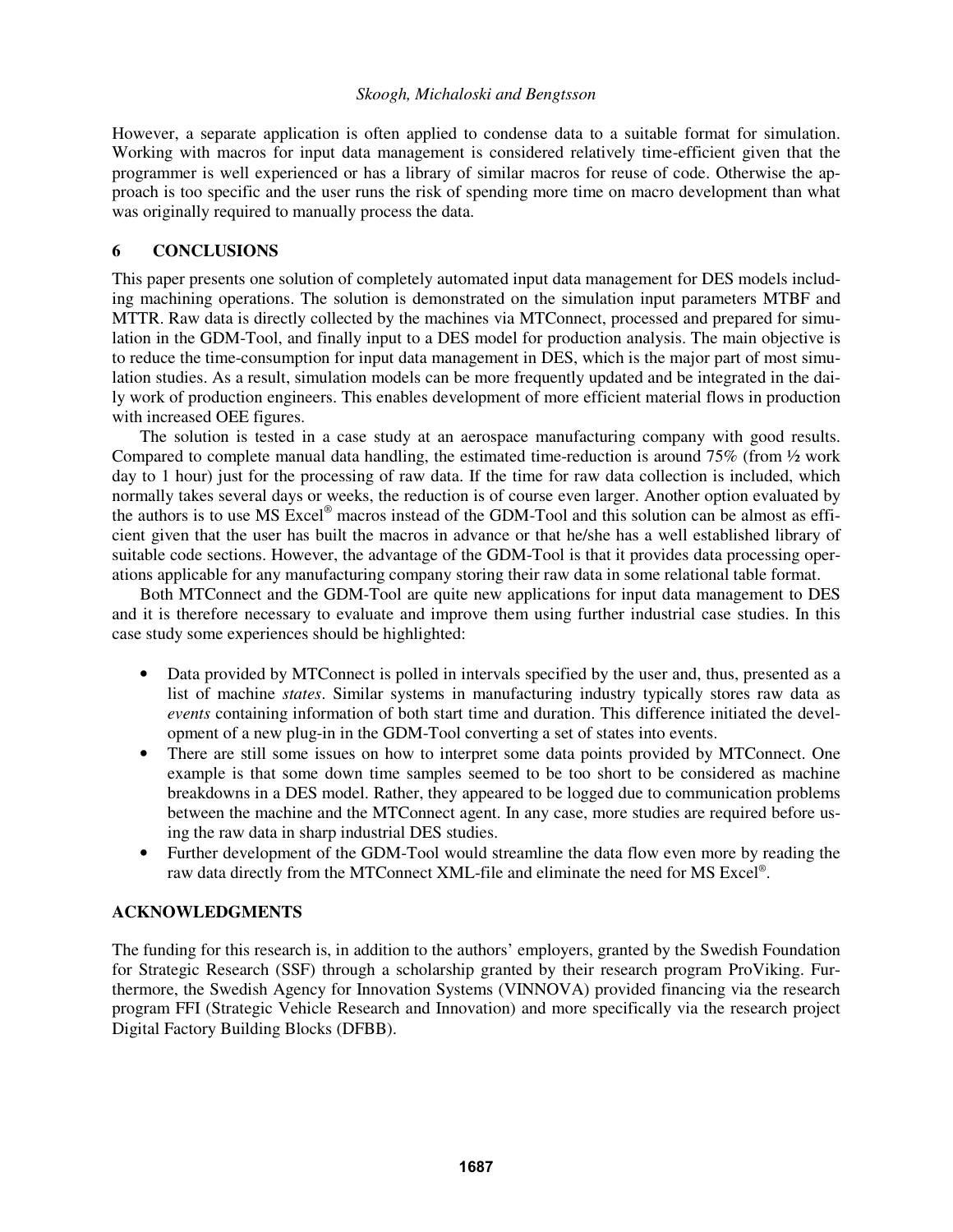However, a separate application is often applied to condense data to a suitable format for simulation. Working with macros for input data management is considered relatively time-efficient given that the programmer is well experienced or has a library of similar macros for reuse of code. Otherwise the approach is too specific and the user runs the risk of spending more time on macro development than what was originally required to manually process the data.

## 6 CONCLUSIONS

This paper presents one solution of completely automated input data management for DES models including machining operations. The solution is demonstrated on the simulation input parameters MTBF and MTTR. Raw data is directly collected by the machines via MTConnect, processed and prepared for simulation in the GDM-Tool, and finally input to a DES model for production analysis. The main objective is to reduce the time-consumption for input data management in DES, which is the major part of most simulation studies. As a result, simulation models can be more frequently updated and be integrated in the daily work of production engineers. This enables development of more efficient material flows in production with increased OEE figures.

The solution is tested in a case study at an aerospace manufacturing company with good results. Compared to complete manual data handling, the estimated time-reduction is around 75% (from ½ work day to 1 hour) just for the processing of raw data. If the time for raw data collection is included, which normally takes several days or weeks, the reduction is of course even larger. Another option evaluated by the authors is to use MS Excel® macros instead of the GDM-Tool and this solution can be almost as efficient given that the user has built the macros in advance or that he/she has a well established library of suitable code sections. However, the advantage of the GDM-Tool is that it provides data processing operations applicable for any manufacturing company storing their raw data in some relational table format.

Both MTConnect and the GDM-Tool are quite new applications for input data management to DES and it is therefore necessary to evaluate and improve them using further industrial case studies. In this case study some experiences should be highlighted:

- Data provided by MTConnect is polled in intervals specified by the user and, thus, presented as a list of machine *states*. Similar systems in manufacturing industry typically stores raw data as *events* containing information of both start time and duration. This difference initiated the development of a new plug-in in the GDM-Tool converting a set of states into events.
- There are still some issues on how to interpret some data points provided by MTConnect. One example is that some down time samples seemed to be too short to be considered as machine breakdowns in a DES model. Rather, they appeared to be logged due to communication problems between the machine and the MTConnect agent. In any case, more studies are required before using the raw data in sharp industrial DES studies.
- Further development of the GDM-Tool would streamline the data flow even more by reading the raw data directly from the MTConnect XML-file and eliminate the need for MS Excel®.

## ACKNOWLEDGMENTS

The funding for this research is, in addition to the authors' employers, granted by the Swedish Foundation for Strategic Research (SSF) through a scholarship granted by their research program ProViking. Furthermore, the Swedish Agency for Innovation Systems (VINNOVA) provided financing via the research program FFI (Strategic Vehicle Research and Innovation) and more specifically via the research project Digital Factory Building Blocks (DFBB).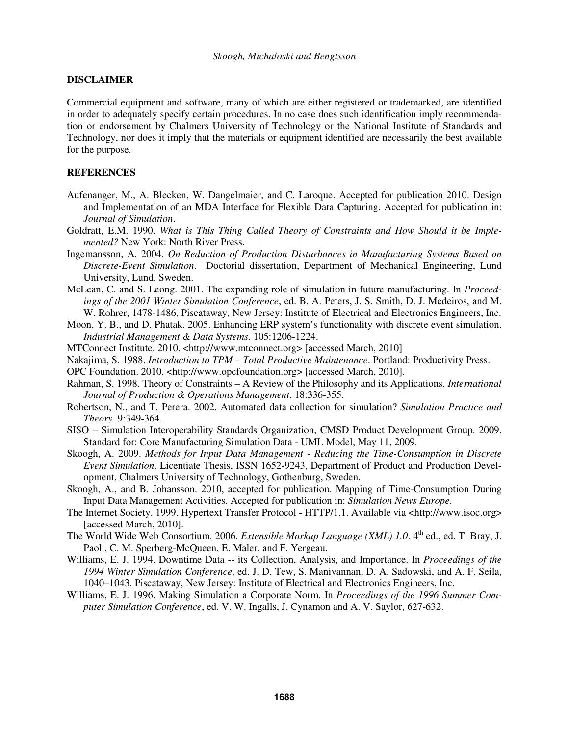## DISCLAIMER

Commercial equipment and software, many of which are either registered or trademarked, are identified in order to adequately specify certain procedures. In no case does such identification imply recommendation or endorsement by Chalmers University of Technology or the National Institute of Standards and Technology, nor does it imply that the materials or equipment identified are necessarily the best available for the purpose.

## REFERENCES

Aufenanger, M., A. Blecken, W. Dangelmaier, and C. Laroque. Accepted for publication 2010. Design and Implementation of an MDA Interface for Flexible Data Capturing. Accepted for publication in: *Journal of Simulation*.

Goldratt, E.M. 1990. *What is This Thing Called Theory of Constraints and How Should it be Implemented?* New York: North River Press.

Ingemansson, A. 2004. *On Reduction of Production Disturbances in Manufacturing Systems Based on Discrete-Event Simulation*. Doctorial dissertation, Department of Mechanical Engineering, Lund University, Lund, Sweden.

McLean, C. and S. Leong. 2001. The expanding role of simulation in future manufacturing. In *Proceedings of the 2001 Winter Simulation Conference*, ed. B. A. Peters, J. S. Smith, D. J. Medeiros, and M. W. Rohrer, 1478-1486, Piscataway, New Jersey: Institute of Electrical and Electronics Engineers, Inc.

Moon, Y. B., and D. Phatak. 2005. Enhancing ERP system's functionality with discrete event simulation. *Industrial Management & Data Systems*. 105:1206-1224.

MTConnect Institute. 2010. <http://www.mtconnect.org> [accessed March, 2010]

Nakajima, S. 1988. *Introduction to TPM – Total Productive Maintenance*. Portland: Productivity Press.

OPC Foundation. 2010. <http://www.opcfoundation.org> [accessed March, 2010].

Rahman, S. 1998. Theory of Constraints – A Review of the Philosophy and its Applications. *International Journal of Production & Operations Management*. 18:336-355.

Robertson, N., and T. Perera. 2002. Automated data collection for simulation? *Simulation Practice and Theory*. 9:349-364.

SISO – Simulation Interoperability Standards Organization, CMSD Product Development Group. 2009. Standard for: Core Manufacturing Simulation Data - UML Model, May 11, 2009.

Skoogh, A. 2009. *Methods for Input Data Management - Reducing the Time-Consumption in Discrete Event Simulation*. Licentiate Thesis, ISSN 1652-9243, Department of Product and Production Development, Chalmers University of Technology, Gothenburg, Sweden.

Skoogh, A., and B. Johansson. 2010, accepted for publication. Mapping of Time-Consumption During Input Data Management Activities. Accepted for publication in: *Simulation News Europe*.

The Internet Society. 1999. Hypertext Transfer Protocol - HTTP/1.1. Available via <http://www.isoc.org> [accessed March, 2010].

The World Wide Web Consortium. 2006. *Extensible Markup Language (XML) 1.0*. 4th ed., ed. T. Bray, J. Paoli, C. M. Sperberg-McQueen, E. Maler, and F. Yergeau.

Williams, E. J. 1994. Downtime Data -- its Collection, Analysis, and Importance. In *Proceedings of the 1994 Winter Simulation Conference*, ed. J. D. Tew, S. Manivannan, D. A. Sadowski, and A. F. Seila, 1040–1043. Piscataway, New Jersey: Institute of Electrical and Electronics Engineers, Inc.

Williams, E. J. 1996. Making Simulation a Corporate Norm. In *Proceedings of the 1996 Summer Computer Simulation Conference*, ed. V. W. Ingalls, J. Cynamon and A. V. Saylor, 627-632.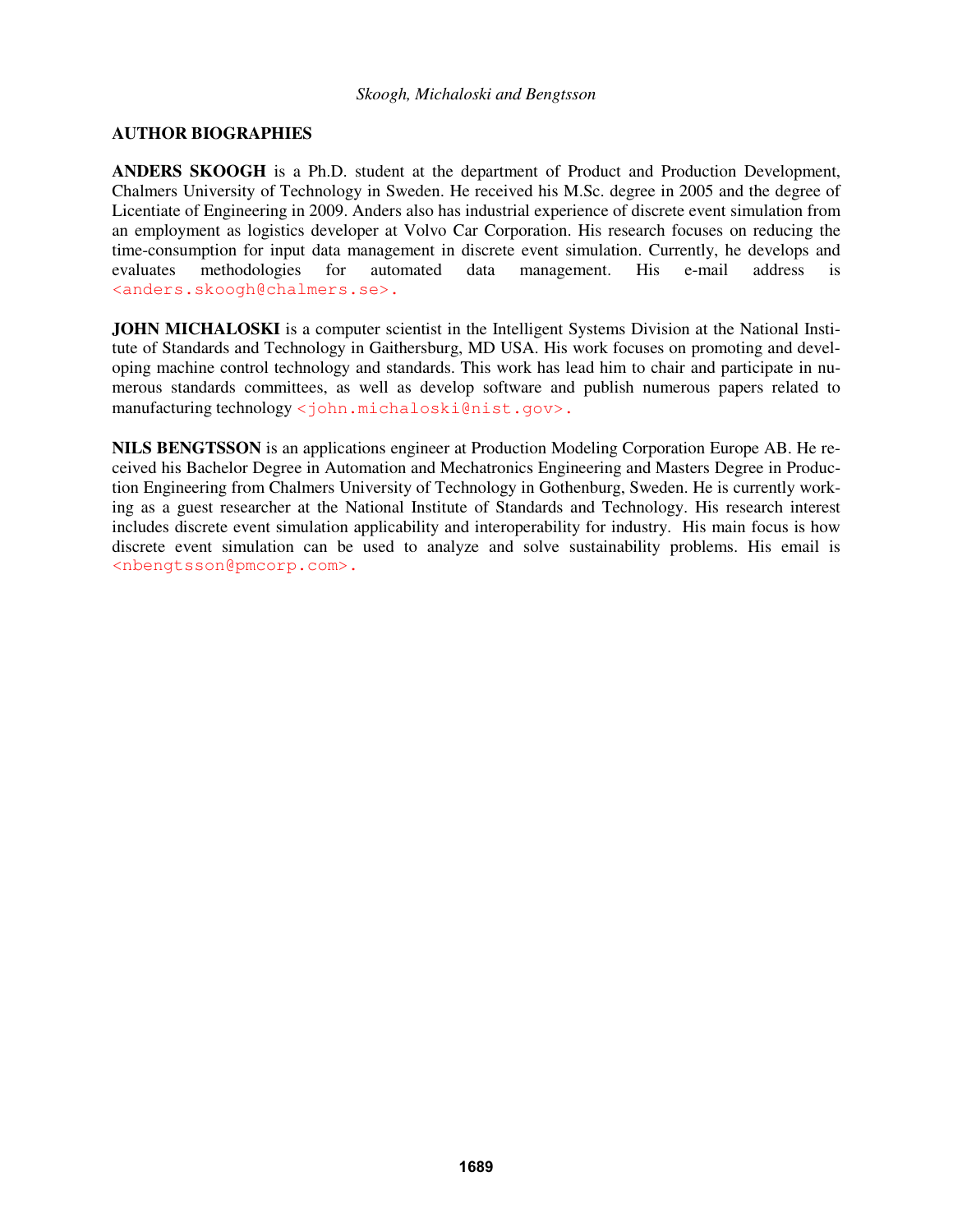## AUTHOR BIOGRAPHIES

**ANDERS SKOOGH** is a Ph.D. student at the department of Product and Production Development, Chalmers University of Technology in Sweden. He received his M.Sc. degree in 2005 and the degree of Licentiate of Engineering in 2009. Anders also has industrial experience of discrete event simulation from an employment as logistics developer at Volvo Car Corporation. His research focuses on reducing the time-consumption for input data management in discrete event simulation. Currently, he develops and evaluates methodologies for automated data management. His e-mail address is <anders.skoogh@chalmers.se>.

**JOHN MICHALOSKI** is a computer scientist in the Intelligent Systems Division at the National Institute of Standards and Technology in Gaithersburg, MD USA. His work focuses on promoting and developing machine control technology and standards. This work has lead him to chair and participate in numerous standards committees, as well as develop software and publish numerous papers related to manufacturing technology <john.michaloski@nist.gov>.

**NILS BENGTSSON** is an applications engineer at Production Modeling Corporation Europe AB. He received his Bachelor Degree in Automation and Mechatronics Engineering and Masters Degree in Production Engineering from Chalmers University of Technology in Gothenburg, Sweden. He is currently working as a guest researcher at the National Institute of Standards and Technology. His research interest includes discrete event simulation applicability and interoperability for industry. His main focus is how discrete event simulation can be used to analyze and solve sustainability problems. His email is <nbengtsson@pmcorp.com>.